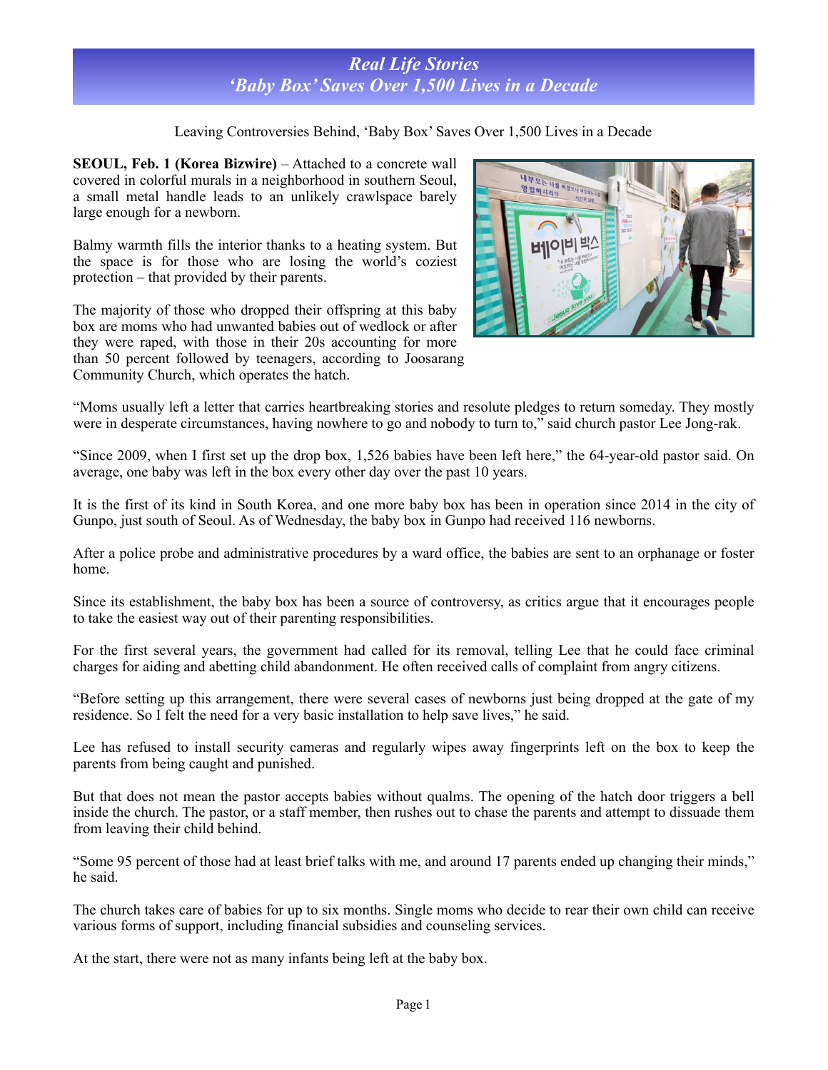# *Real Life Stories*
# *'Baby Box' Saves Over 1,500 Lives in a Decade*

Leaving Controversies Behind, 'Baby Box' Saves Over 1,500 Lives in a Decade

**SEOUL, Feb. 1 (Korea Bizwire)** – Attached to a concrete wall covered in colorful murals in a neighborhood in southern Seoul, a small metal handle leads to an unlikely crawlspace barely large enough for a newborn.

Balmy warmth fills the interior thanks to a heating system. But the space is for those who are losing the world's coziest protection – that provided by their parents.

The majority of those who dropped their offspring at this baby box are moms who had unwanted babies out of wedlock or after they were raped, with those in their 20s accounting for more than 50 percent followed by teenagers, according to Joosarang Community Church, which operates the hatch.

"Moms usually left a letter that carries heartbreaking stories and resolute pledges to return someday. They mostly were in desperate circumstances, having nowhere to go and nobody to turn to," said church pastor Lee Jong-rak.

"Since 2009, when I first set up the drop box, 1,526 babies have been left here," the 64-year-old pastor said. On average, one baby was left in the box every other day over the past 10 years.

It is the first of its kind in South Korea, and one more baby box has been in operation since 2014 in the city of Gunpo, just south of Seoul. As of Wednesday, the baby box in Gunpo had received 116 newborns.

After a police probe and administrative procedures by a ward office, the babies are sent to an orphanage or foster home.

Since its establishment, the baby box has been a source of controversy, as critics argue that it encourages people to take the easiest way out of their parenting responsibilities.

For the first several years, the government had called for its removal, telling Lee that he could face criminal charges for aiding and abetting child abandonment. He often received calls of complaint from angry citizens.

"Before setting up this arrangement, there were several cases of newborns just being dropped at the gate of my residence. So I felt the need for a very basic installation to help save lives," he said.

Lee has refused to install security cameras and regularly wipes away fingerprints left on the box to keep the parents from being caught and punished.

But that does not mean the pastor accepts babies without qualms. The opening of the hatch door triggers a bell inside the church. The pastor, or a staff member, then rushes out to chase the parents and attempt to dissuade them from leaving their child behind.

"Some 95 percent of those had at least brief talks with me, and around 17 parents ended up changing their minds," he said.

The church takes care of babies for up to six months. Single moms who decide to rear their own child can receive various forms of support, including financial subsidies and counseling services.

At the start, there were not as many infants being left at the baby box.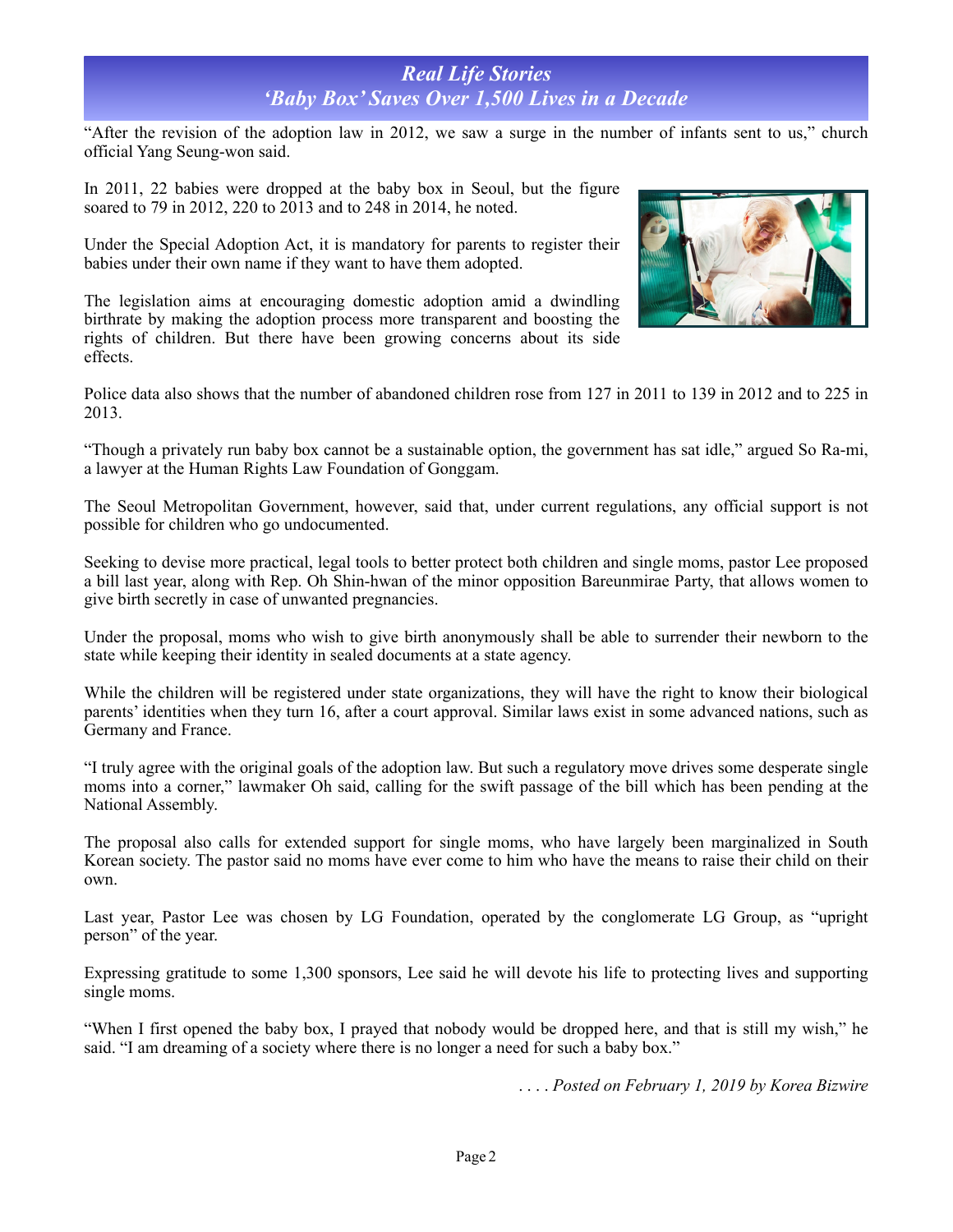## *Real Life Stories*
## *'Baby Box' Saves Over 1,500 Lives in a Decade*

"After the revision of the adoption law in 2012, we saw a surge in the number of infants sent to us," church official Yang Seung-won said.

In 2011, 22 babies were dropped at the baby box in Seoul, but the figure soared to 79 in 2012, 220 to 2013 and to 248 in 2014, he noted.

Under the Special Adoption Act, it is mandatory for parents to register their babies under their own name if they want to have them adopted.

The legislation aims at encouraging domestic adoption amid a dwindling birthrate by making the adoption process more transparent and boosting the rights of children. But there have been growing concerns about its side effects.

Police data also shows that the number of abandoned children rose from 127 in 2011 to 139 in 2012 and to 225 in 2013.

"Though a privately run baby box cannot be a sustainable option, the government has sat idle," argued So Ra-mi, a lawyer at the Human Rights Law Foundation of Gonggam.

The Seoul Metropolitan Government, however, said that, under current regulations, any official support is not possible for children who go undocumented.

Seeking to devise more practical, legal tools to better protect both children and single moms, pastor Lee proposed a bill last year, along with Rep. Oh Shin-hwan of the minor opposition Bareunmirae Party, that allows women to give birth secretly in case of unwanted pregnancies.

Under the proposal, moms who wish to give birth anonymously shall be able to surrender their newborn to the state while keeping their identity in sealed documents at a state agency.

While the children will be registered under state organizations, they will have the right to know their biological parents' identities when they turn 16, after a court approval. Similar laws exist in some advanced nations, such as Germany and France.

"I truly agree with the original goals of the adoption law. But such a regulatory move drives some desperate single moms into a corner," lawmaker Oh said, calling for the swift passage of the bill which has been pending at the National Assembly.

The proposal also calls for extended support for single moms, who have largely been marginalized in South Korean society. The pastor said no moms have ever come to him who have the means to raise their child on their own.

Last year, Pastor Lee was chosen by LG Foundation, operated by the conglomerate LG Group, as "upright person" of the year.

Expressing gratitude to some 1,300 sponsors, Lee said he will devote his life to protecting lives and supporting single moms.

"When I first opened the baby box, I prayed that nobody would be dropped here, and that is still my wish," he said. "I am dreaming of a society where there is no longer a need for such a baby box."

*. . . . Posted on February 1, 2019 by Korea Bizwire*